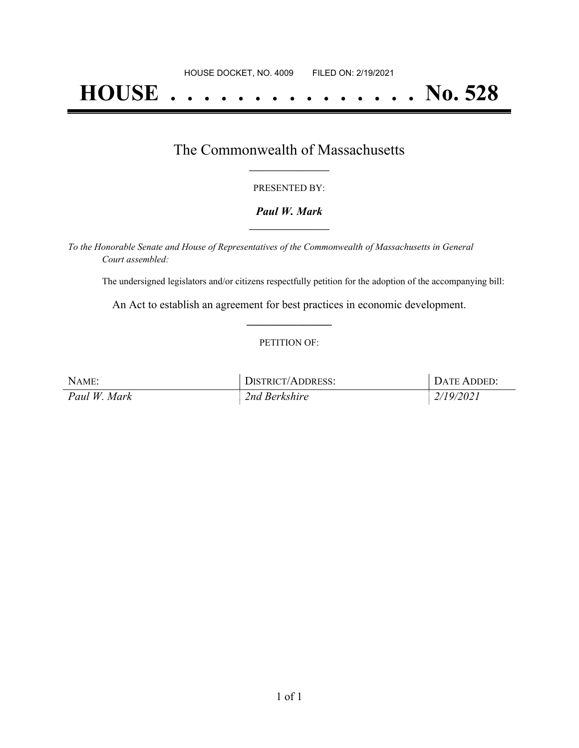HOUSE DOCKET, NO. 4009 FILED ON: 2/19/2021

# HOUSE . . . . . . . . . . . . . . . No. 528

## The Commonwealth of Massachusetts

PRESENTED BY:

***Paul W. Mark***

*To the Honorable Senate and House of Representatives of the Commonwealth of Massachusetts in General Court assembled:*

The undersigned legislators and/or citizens respectfully petition for the adoption of the accompanying bill:

An Act to establish an agreement for best practices in economic development.

PETITION OF:

| NAME: | DISTRICT/ADDRESS: | DATE ADDED: |
| --- | --- | --- |
| *Paul W. Mark* | *2nd Berkshire* | *2/19/2021* |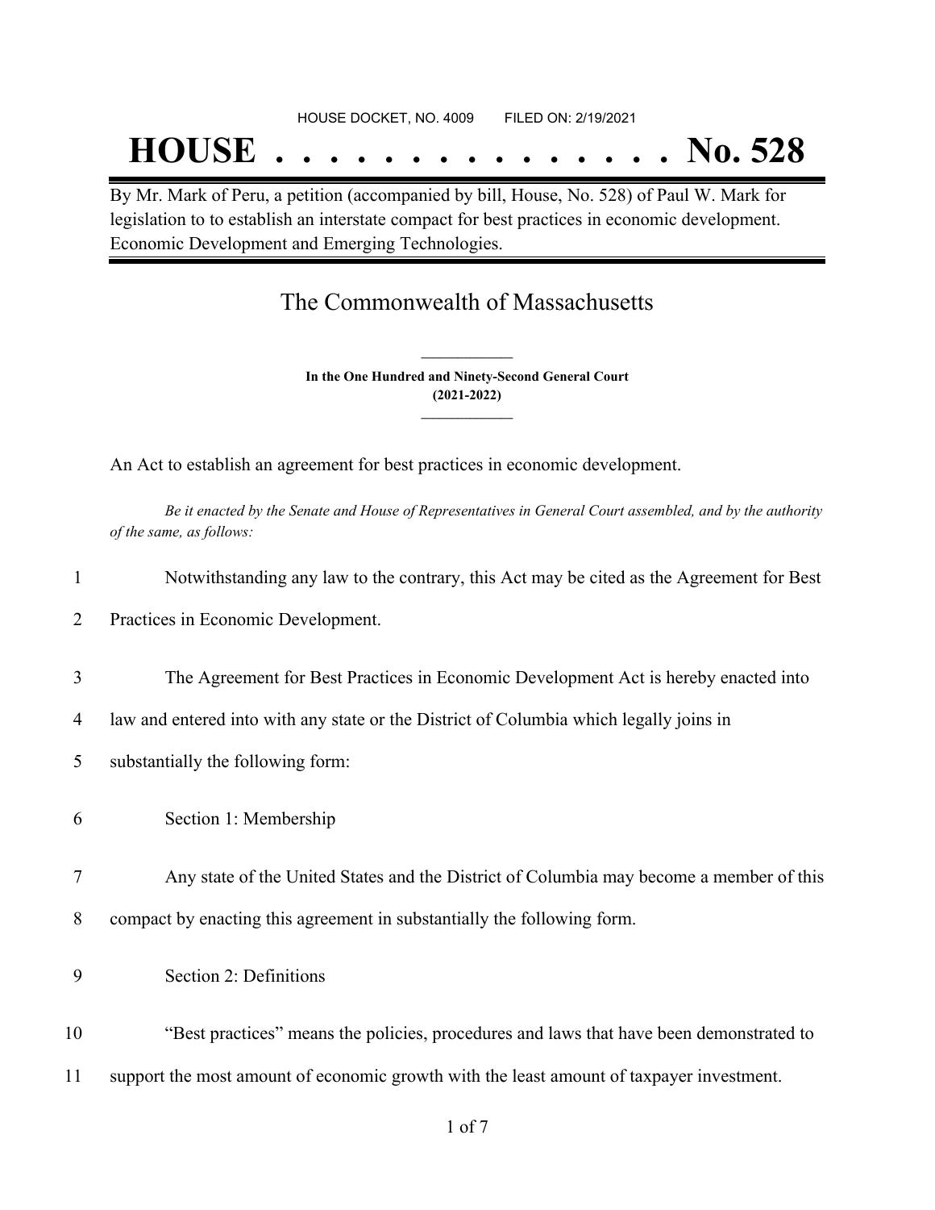HOUSE DOCKET, NO. 4009 FILED ON: 2/19/2021

# HOUSE . . . . . . . . . . . . . . . No. 528

By Mr. Mark of Peru, a petition (accompanied by bill, House, No. 528) of Paul W. Mark for legislation to to establish an interstate compact for best practices in economic development. Economic Development and Emerging Technologies.

## The Commonwealth of Massachusetts

**In the One Hundred and Ninety-Second General Court**
**(2021-2022)**

An Act to establish an agreement for best practices in economic development.

*Be it enacted by the Senate and House of Representatives in General Court assembled, and by the authority of the same, as follows:*

1 Notwithstanding any law to the contrary, this Act may be cited as the Agreement for Best
2 Practices in Economic Development.

3 The Agreement for Best Practices in Economic Development Act is hereby enacted into
4 law and entered into with any state or the District of Columbia which legally joins in
5 substantially the following form:

6 Section 1: Membership

7 Any state of the United States and the District of Columbia may become a member of this
8 compact by enacting this agreement in substantially the following form.

9 Section 2: Definitions

10 "Best practices" means the policies, procedures and laws that have been demonstrated to
11 support the most amount of economic growth with the least amount of taxpayer investment.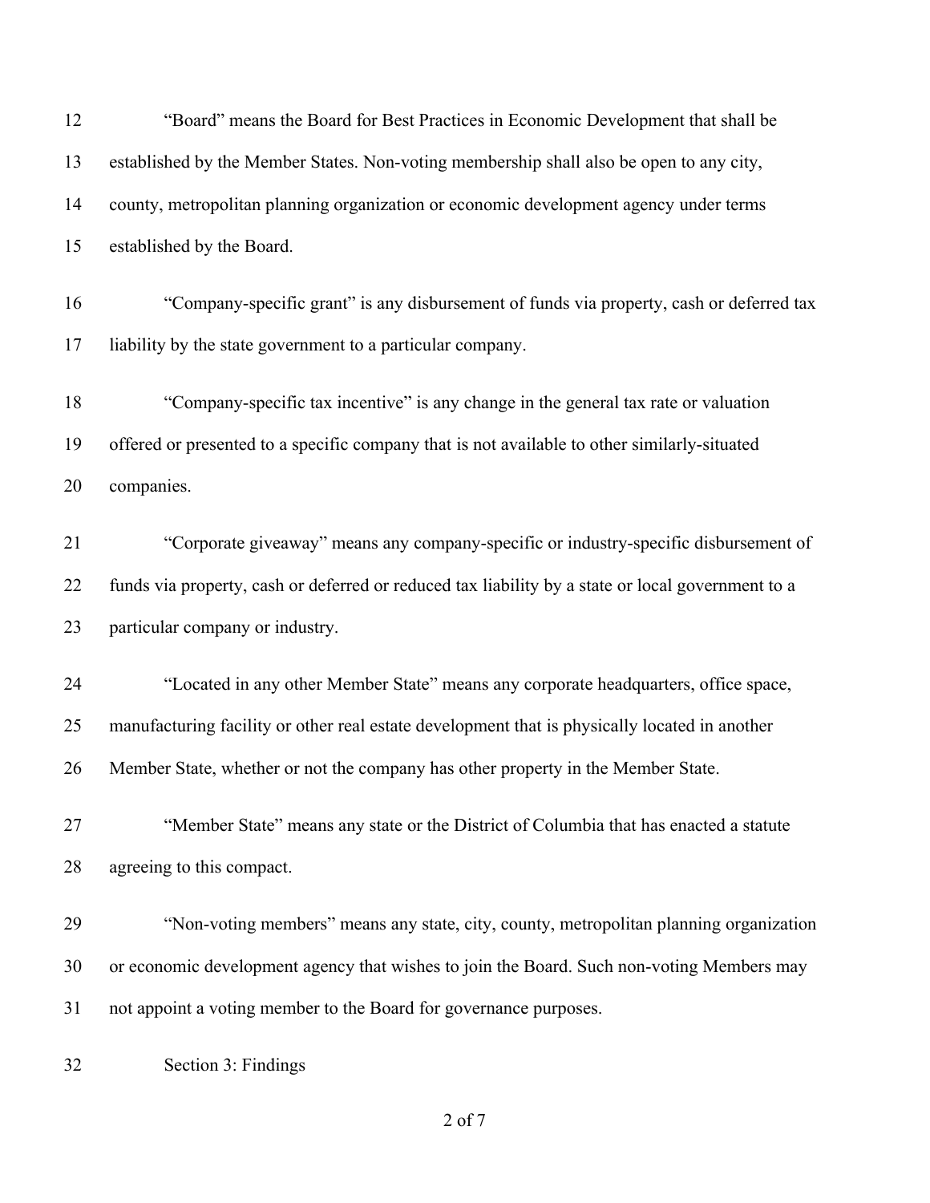"Board" means the Board for Best Practices in Economic Development that shall be established by the Member States. Non-voting membership shall also be open to any city, county, metropolitan planning organization or economic development agency under terms established by the Board.

"Company-specific grant" is any disbursement of funds via property, cash or deferred tax liability by the state government to a particular company.

"Company-specific tax incentive" is any change in the general tax rate or valuation offered or presented to a specific company that is not available to other similarly-situated companies.

"Corporate giveaway" means any company-specific or industry-specific disbursement of funds via property, cash or deferred or reduced tax liability by a state or local government to a particular company or industry.

"Located in any other Member State" means any corporate headquarters, office space, manufacturing facility or other real estate development that is physically located in another Member State, whether or not the company has other property in the Member State.

"Member State" means any state or the District of Columbia that has enacted a statute agreeing to this compact.

"Non-voting members" means any state, city, county, metropolitan planning organization or economic development agency that wishes to join the Board. Such non-voting Members may not appoint a voting member to the Board for governance purposes.

Section 3: Findings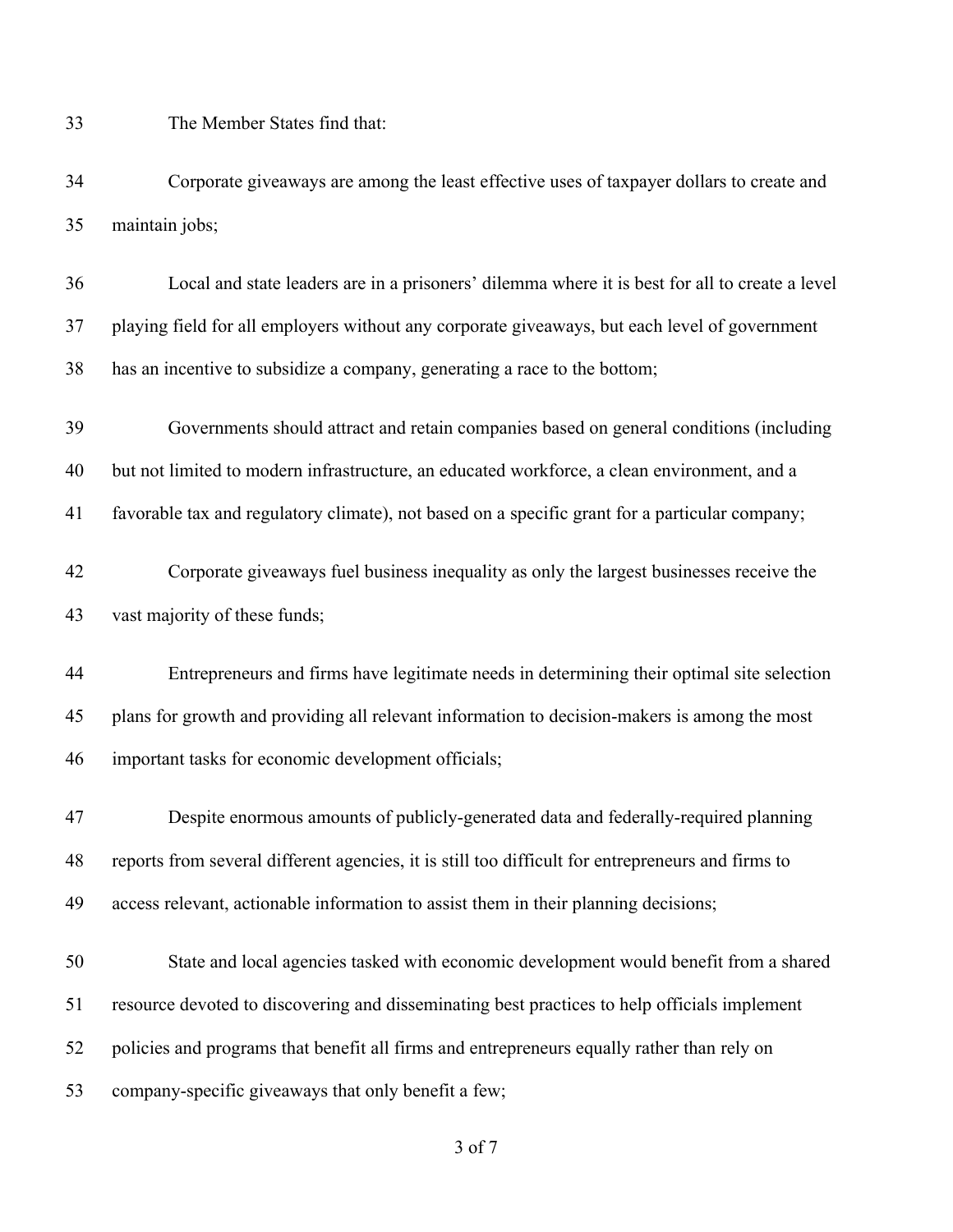The Member States find that:

Corporate giveaways are among the least effective uses of taxpayer dollars to create and maintain jobs;

Local and state leaders are in a prisoners' dilemma where it is best for all to create a level playing field for all employers without any corporate giveaways, but each level of government has an incentive to subsidize a company, generating a race to the bottom;

Governments should attract and retain companies based on general conditions (including but not limited to modern infrastructure, an educated workforce, a clean environment, and a favorable tax and regulatory climate), not based on a specific grant for a particular company;

Corporate giveaways fuel business inequality as only the largest businesses receive the vast majority of these funds;

Entrepreneurs and firms have legitimate needs in determining their optimal site selection plans for growth and providing all relevant information to decision-makers is among the most important tasks for economic development officials;

Despite enormous amounts of publicly-generated data and federally-required planning reports from several different agencies, it is still too difficult for entrepreneurs and firms to access relevant, actionable information to assist them in their planning decisions;

State and local agencies tasked with economic development would benefit from a shared resource devoted to discovering and disseminating best practices to help officials implement policies and programs that benefit all firms and entrepreneurs equally rather than rely on company-specific giveaways that only benefit a few;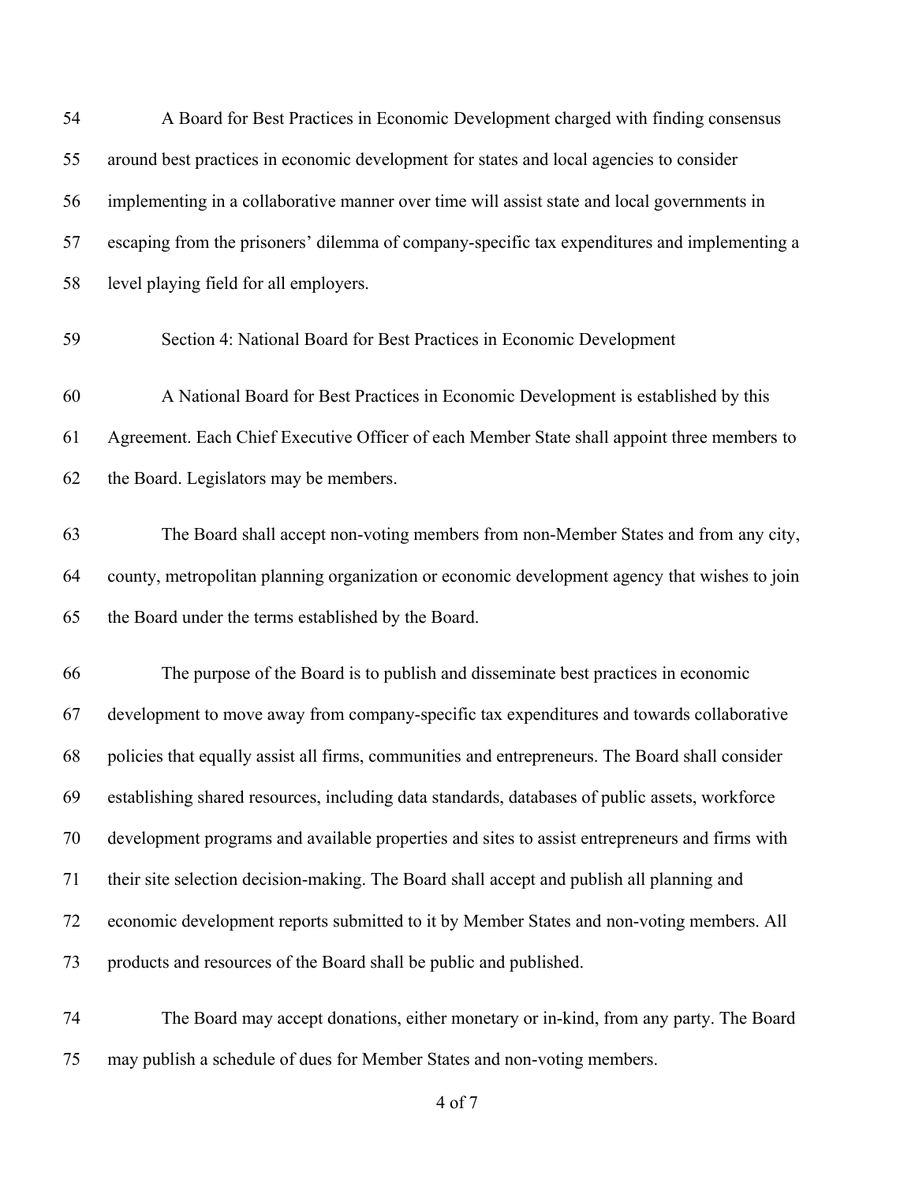A Board for Best Practices in Economic Development charged with finding consensus around best practices in economic development for states and local agencies to consider implementing in a collaborative manner over time will assist state and local governments in escaping from the prisoners' dilemma of company-specific tax expenditures and implementing a level playing field for all employers.

Section 4: National Board for Best Practices in Economic Development

A National Board for Best Practices in Economic Development is established by this Agreement. Each Chief Executive Officer of each Member State shall appoint three members to the Board. Legislators may be members.

The Board shall accept non-voting members from non-Member States and from any city, county, metropolitan planning organization or economic development agency that wishes to join the Board under the terms established by the Board.

The purpose of the Board is to publish and disseminate best practices in economic development to move away from company-specific tax expenditures and towards collaborative policies that equally assist all firms, communities and entrepreneurs. The Board shall consider establishing shared resources, including data standards, databases of public assets, workforce development programs and available properties and sites to assist entrepreneurs and firms with their site selection decision-making. The Board shall accept and publish all planning and economic development reports submitted to it by Member States and non-voting members. All products and resources of the Board shall be public and published.

The Board may accept donations, either monetary or in-kind, from any party. The Board may publish a schedule of dues for Member States and non-voting members.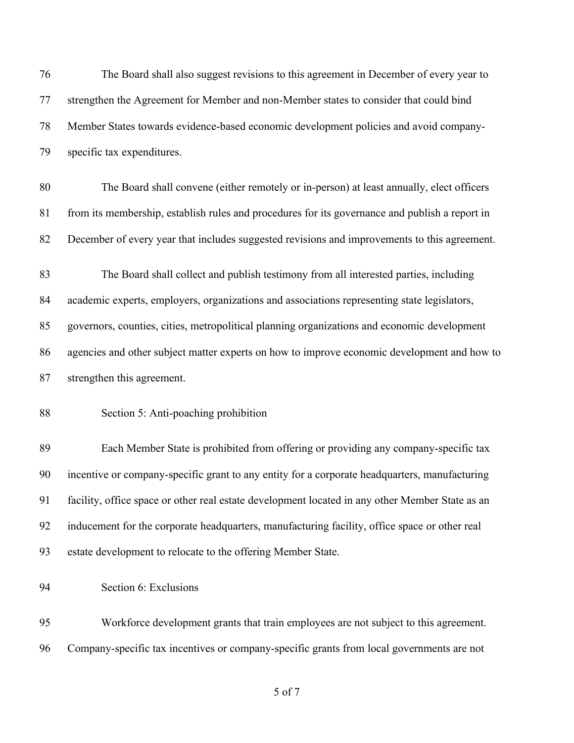The Board shall also suggest revisions to this agreement in December of every year to strengthen the Agreement for Member and non-Member states to consider that could bind Member States towards evidence-based economic development policies and avoid company-specific tax expenditures.

The Board shall convene (either remotely or in-person) at least annually, elect officers from its membership, establish rules and procedures for its governance and publish a report in December of every year that includes suggested revisions and improvements to this agreement.

The Board shall collect and publish testimony from all interested parties, including academic experts, employers, organizations and associations representing state legislators, governors, counties, cities, metropolitical planning organizations and economic development agencies and other subject matter experts on how to improve economic development and how to strengthen this agreement.

Section 5: Anti-poaching prohibition

Each Member State is prohibited from offering or providing any company-specific tax incentive or company-specific grant to any entity for a corporate headquarters, manufacturing facility, office space or other real estate development located in any other Member State as an inducement for the corporate headquarters, manufacturing facility, office space or other real estate development to relocate to the offering Member State.

Section 6: Exclusions

Workforce development grants that train employees are not subject to this agreement. Company-specific tax incentives or company-specific grants from local governments are not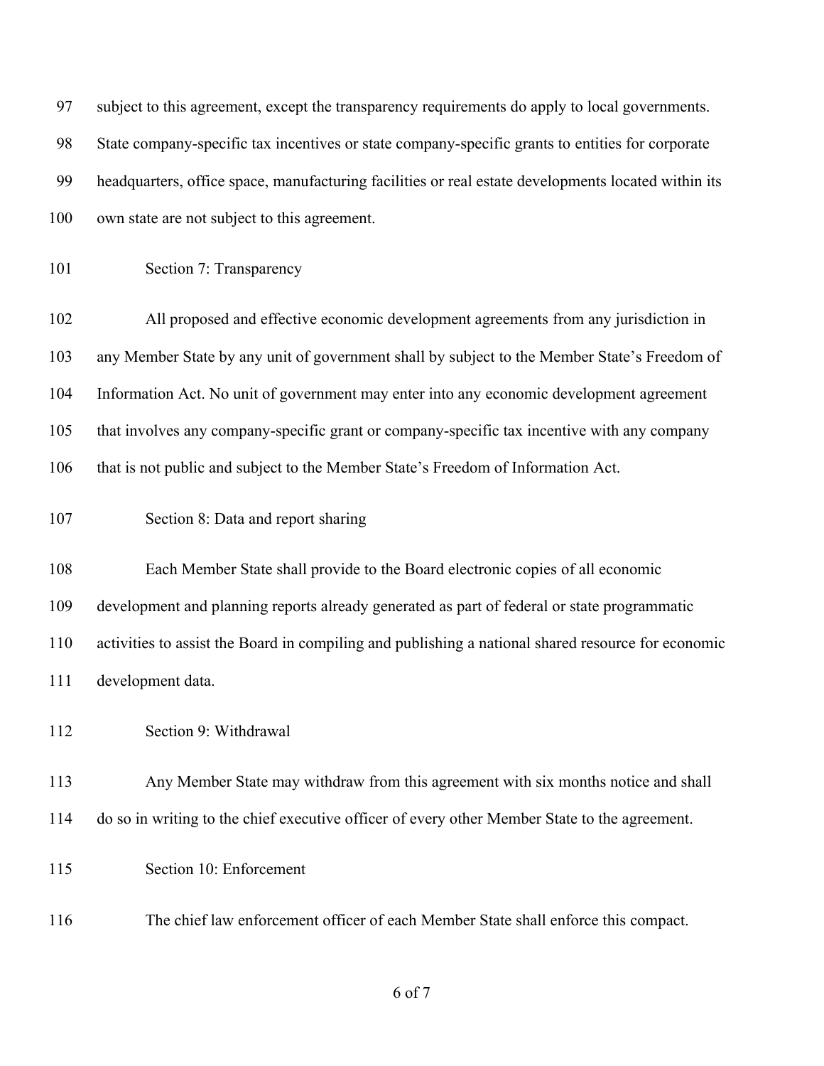subject to this agreement, except the transparency requirements do apply to local governments. State company-specific tax incentives or state company-specific grants to entities for corporate headquarters, office space, manufacturing facilities or real estate developments located within its own state are not subject to this agreement.

Section 7: Transparency

All proposed and effective economic development agreements from any jurisdiction in any Member State by any unit of government shall by subject to the Member State's Freedom of Information Act. No unit of government may enter into any economic development agreement that involves any company-specific grant or company-specific tax incentive with any company that is not public and subject to the Member State's Freedom of Information Act.

Section 8: Data and report sharing

Each Member State shall provide to the Board electronic copies of all economic development and planning reports already generated as part of federal or state programmatic activities to assist the Board in compiling and publishing a national shared resource for economic development data.

Section 9: Withdrawal

Any Member State may withdraw from this agreement with six months notice and shall do so in writing to the chief executive officer of every other Member State to the agreement.

Section 10: Enforcement

The chief law enforcement officer of each Member State shall enforce this compact.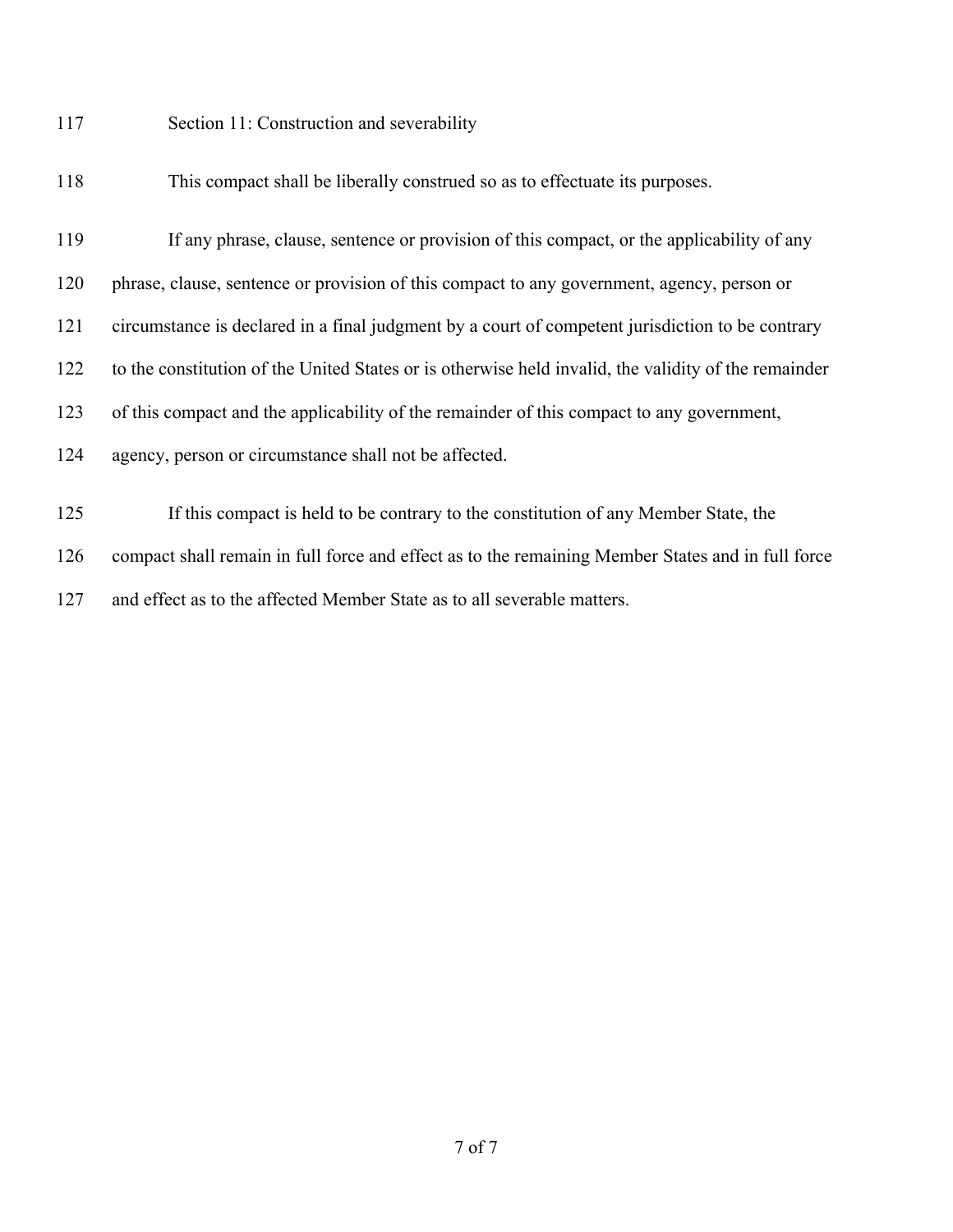Section 11: Construction and severability

This compact shall be liberally construed so as to effectuate its purposes.

If any phrase, clause, sentence or provision of this compact, or the applicability of any phrase, clause, sentence or provision of this compact to any government, agency, person or circumstance is declared in a final judgment by a court of competent jurisdiction to be contrary to the constitution of the United States or is otherwise held invalid, the validity of the remainder of this compact and the applicability of the remainder of this compact to any government, agency, person or circumstance shall not be affected.

If this compact is held to be contrary to the constitution of any Member State, the compact shall remain in full force and effect as to the remaining Member States and in full force and effect as to the affected Member State as to all severable matters.